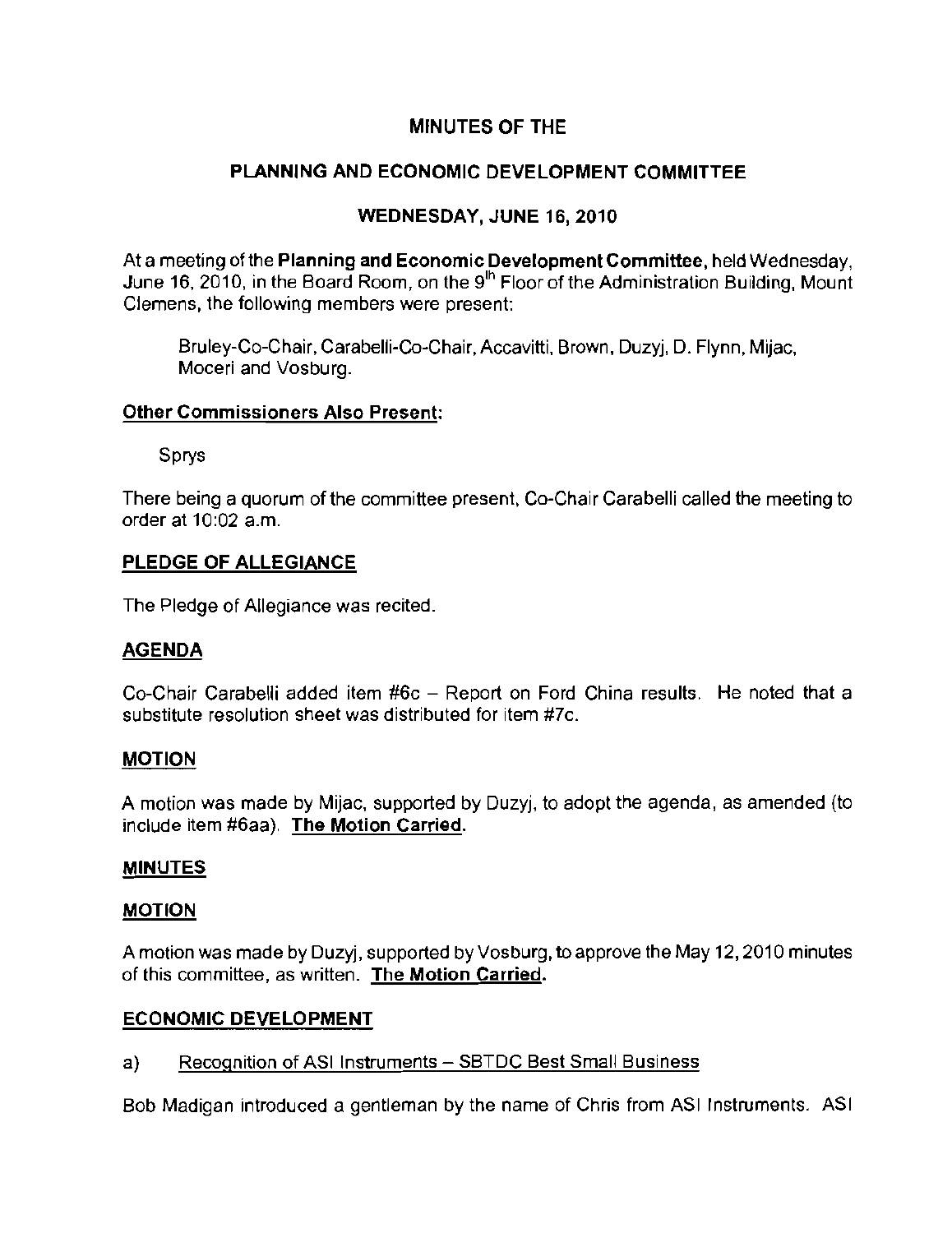# MINUTES OF THE

## PLANNING AND ECONOMIC DEVELOPMENT COMMITTEE

### WEDNESDAY, JUNE 16, 2010

At a meeting of the **Planning and Economic Development Committee**, held Wednesday, June 16, 2010, in the Board Room, on the 9th Floor of the Administration Building, Mount Clemens, the following members were present:

Bruley-Co-Chair, Carabelli-Co-Chair, Accavitti, Brown, Duzyj, D. Flynn, Mijac, Moceri and Vosburg.

**Other Commissioners Also Present:**

Sprys

There being a quorum of the committee present, Co-Chair Carabelli called the meeting to order at 10:02 a.m.

**PLEDGE OF ALLEGIANCE**

The Pledge of Allegiance was recited.

**AGENDA**

Co-Chair Carabelli added item #6c – Report on Ford China results. He noted that a substitute resolution sheet was distributed for item #7c.

**MOTION**

A motion was made by Mijac, supported by Duzyj, to adopt the agenda, as amended (to include item #6aa). **The Motion Carried.**

**MINUTES**

**MOTION**

A motion was made by Duzyj, supported by Vosburg, to approve the May 12, 2010 minutes of this committee, as written. **The Motion Carried.**

**ECONOMIC DEVELOPMENT**

a) Recognition of ASI Instruments – SBTDC Best Small Business

Bob Madigan introduced a gentleman by the name of Chris from ASI Instruments. ASI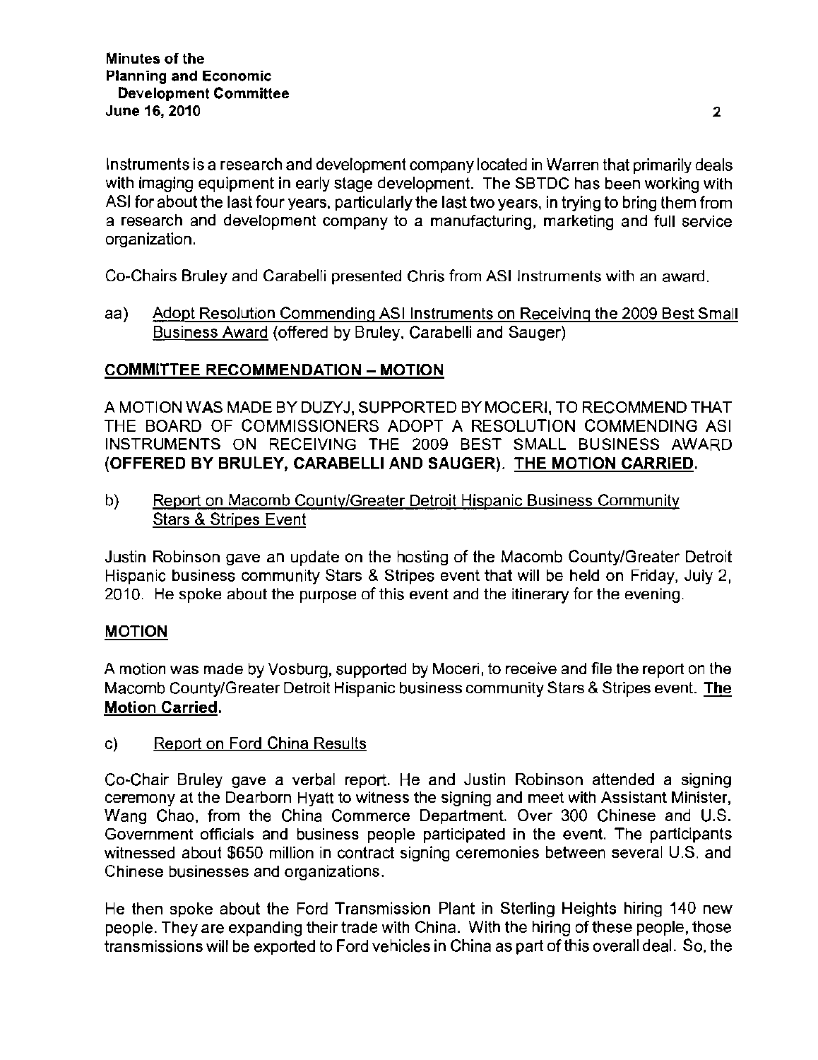Instruments is a research and development company located in Warren that primarily deals with imaging equipment in early stage development. The SBTDC has been working with ASI for about the last four years, particularly the last two years, in trying to bring them from a research and development company to a manufacturing, marketing and full service organization.

Co-Chairs Bruley and Carabelli presented Chris from ASI Instruments with an award.

aa) <u>Adopt Resolution Commending ASI Instruments on Receiving the 2009 Best Small Business Award</u> (offered by Bruley, Carabelli and Sauger)

**<u>COMMITTEE RECOMMENDATION – MOTION</u>**

A MOTION WAS MADE BY DUZYJ, SUPPORTED BY MOCERI, TO RECOMMEND THAT THE BOARD OF COMMISSIONERS ADOPT A RESOLUTION COMMENDING ASI INSTRUMENTS ON RECEIVING THE 2009 BEST SMALL BUSINESS AWARD **(OFFERED BY BRULEY, CARABELLI AND SAUGER)**. **<u>THE MOTION CARRIED</u>.**

b) <u>Report on Macomb County/Greater Detroit Hispanic Business Community Stars & Stripes Event</u>

Justin Robinson gave an update on the hosting of the Macomb County/Greater Detroit Hispanic business community Stars & Stripes event that will be held on Friday, July 2, 2010. He spoke about the purpose of this event and the itinerary for the evening.

**<u>MOTION</u>**

A motion was made by Vosburg, supported by Moceri, to receive and file the report on the Macomb County/Greater Detroit Hispanic business community Stars & Stripes event. **<u>The Motion Carried</u>.**

c) <u>Report on Ford China Results</u>

Co-Chair Bruley gave a verbal report. He and Justin Robinson attended a signing ceremony at the Dearborn Hyatt to witness the signing and meet with Assistant Minister, Wang Chao, from the China Commerce Department. Over 300 Chinese and U.S. Government officials and business people participated in the event. The participants witnessed about $650 million in contract signing ceremonies between several U.S. and Chinese businesses and organizations.

He then spoke about the Ford Transmission Plant in Sterling Heights hiring 140 new people. They are expanding their trade with China. With the hiring of these people, those transmissions will be exported to Ford vehicles in China as part of this overall deal. So, the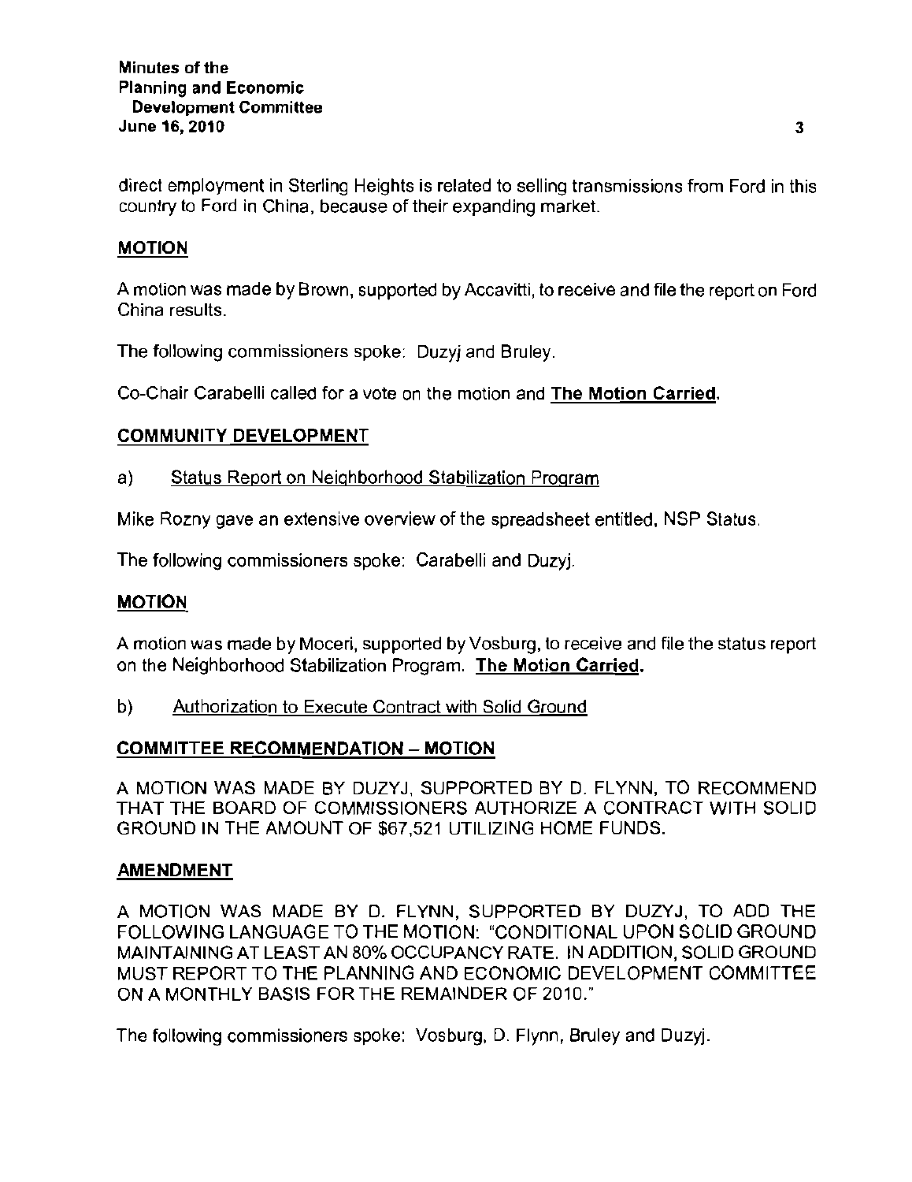direct employment in Sterling Heights is related to selling transmissions from Ford in this country to Ford in China, because of their expanding market.

**MOTION**

A motion was made by Brown, supported by Accavitti, to receive and file the report on Ford China results.

The following commissioners spoke: Duzyj and Bruley.

Co-Chair Carabelli called for a vote on the motion and **The Motion Carried.**

**COMMUNITY DEVELOPMENT**

a) Status Report on Neighborhood Stabilization Program

Mike Rozny gave an extensive overview of the spreadsheet entitled, NSP Status.

The following commissioners spoke: Carabelli and Duzyj.

**MOTION**

A motion was made by Moceri, supported by Vosburg, to receive and file the status report on the Neighborhood Stabilization Program. **The Motion Carried.**

b) Authorization to Execute Contract with Solid Ground

**COMMITTEE RECOMMENDATION – MOTION**

A MOTION WAS MADE BY DUZYJ, SUPPORTED BY D. FLYNN, TO RECOMMEND THAT THE BOARD OF COMMISSIONERS AUTHORIZE A CONTRACT WITH SOLID GROUND IN THE AMOUNT OF $67,521 UTILIZING HOME FUNDS.

**AMENDMENT**

A MOTION WAS MADE BY D. FLYNN, SUPPORTED BY DUZYJ, TO ADD THE FOLLOWING LANGUAGE TO THE MOTION: "CONDITIONAL UPON SOLID GROUND MAINTAINING AT LEAST AN 80% OCCUPANCY RATE. IN ADDITION, SOLID GROUND MUST REPORT TO THE PLANNING AND ECONOMIC DEVELOPMENT COMMITTEE ON A MONTHLY BASIS FOR THE REMAINDER OF 2010."

The following commissioners spoke: Vosburg, D. Flynn, Bruley and Duzyj.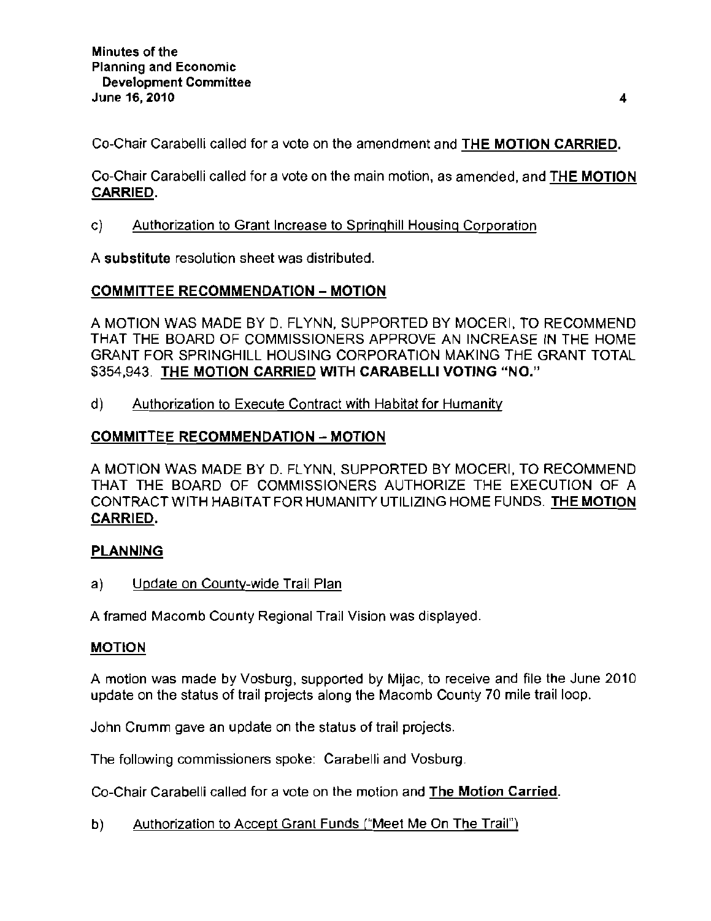Co-Chair Carabelli called for a vote on the amendment and **THE MOTION CARRIED.**

Co-Chair Carabelli called for a vote on the main motion, as amended, and **THE MOTION CARRIED.**

c) Authorization to Grant Increase to Springhill Housing Corporation

A **substitute** resolution sheet was distributed.

**COMMITTEE RECOMMENDATION – MOTION**

A MOTION WAS MADE BY D. FLYNN, SUPPORTED BY MOCERI, TO RECOMMEND THAT THE BOARD OF COMMISSIONERS APPROVE AN INCREASE IN THE HOME GRANT FOR SPRINGHILL HOUSING CORPORATION MAKING THE GRANT TOTAL $354,943. **THE MOTION CARRIED WITH CARABELLI VOTING "NO."**

d) Authorization to Execute Contract with Habitat for Humanity

**COMMITTEE RECOMMENDATION – MOTION**

A MOTION WAS MADE BY D. FLYNN, SUPPORTED BY MOCERI, TO RECOMMEND THAT THE BOARD OF COMMISSIONERS AUTHORIZE THE EXECUTION OF A CONTRACT WITH HABITAT FOR HUMANITY UTILIZING HOME FUNDS. **THE MOTION CARRIED.**

**PLANNING**

a) Update on County-wide Trail Plan

A framed Macomb County Regional Trail Vision was displayed.

**MOTION**

A motion was made by Vosburg, supported by Mijac, to receive and file the June 2010 update on the status of trail projects along the Macomb County 70 mile trail loop.

John Crumm gave an update on the status of trail projects.

The following commissioners spoke: Carabelli and Vosburg.

Co-Chair Carabelli called for a vote on the motion and **The Motion Carried.**

b) Authorization to Accept Grant Funds ("Meet Me On The Trail")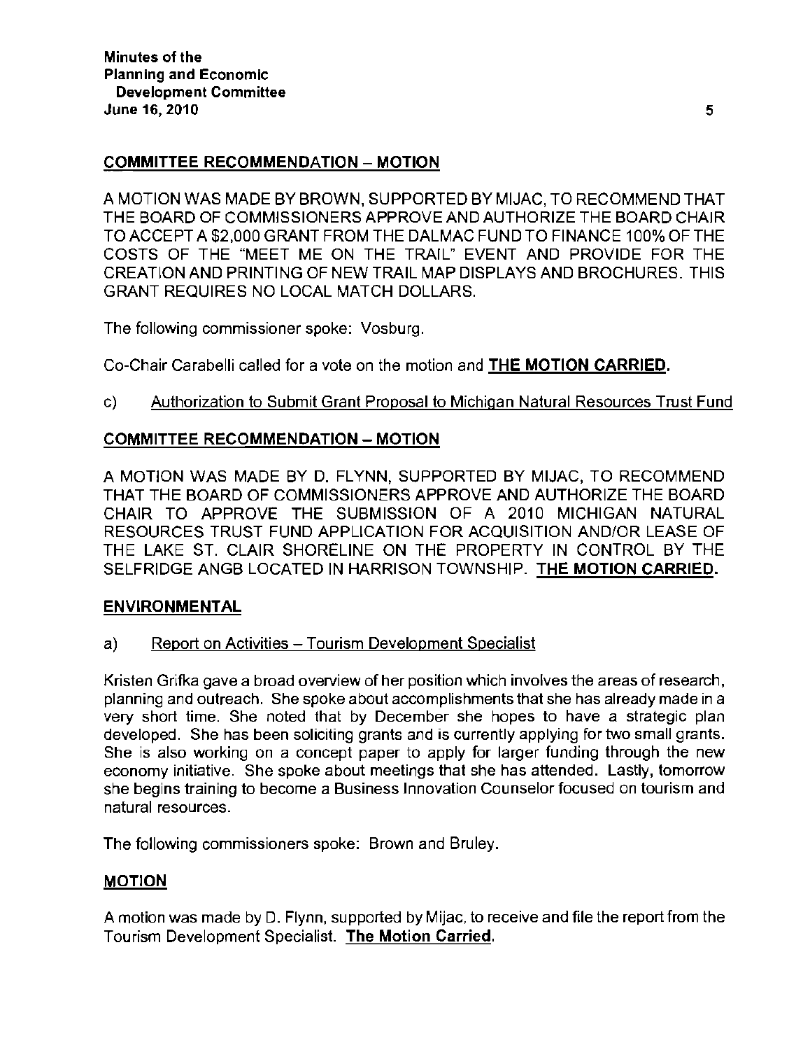**COMMITTEE RECOMMENDATION – MOTION**

A MOTION WAS MADE BY BROWN, SUPPORTED BY MIJAC, TO RECOMMEND THAT THE BOARD OF COMMISSIONERS APPROVE AND AUTHORIZE THE BOARD CHAIR TO ACCEPT A $2,000 GRANT FROM THE DALMAC FUND TO FINANCE 100% OF THE COSTS OF THE "MEET ME ON THE TRAIL" EVENT AND PROVIDE FOR THE CREATION AND PRINTING OF NEW TRAIL MAP DISPLAYS AND BROCHURES. THIS GRANT REQUIRES NO LOCAL MATCH DOLLARS.

The following commissioner spoke: Vosburg.

Co-Chair Carabelli called for a vote on the motion and **THE MOTION CARRIED.**

c) Authorization to Submit Grant Proposal to Michigan Natural Resources Trust Fund

**COMMITTEE RECOMMENDATION – MOTION**

A MOTION WAS MADE BY D. FLYNN, SUPPORTED BY MIJAC, TO RECOMMEND THAT THE BOARD OF COMMISSIONERS APPROVE AND AUTHORIZE THE BOARD CHAIR TO APPROVE THE SUBMISSION OF A 2010 MICHIGAN NATURAL RESOURCES TRUST FUND APPLICATION FOR ACQUISITION AND/OR LEASE OF THE LAKE ST. CLAIR SHORELINE ON THE PROPERTY IN CONTROL BY THE SELFRIDGE ANGB LOCATED IN HARRISON TOWNSHIP. **THE MOTION CARRIED.**

**ENVIRONMENTAL**

a) Report on Activities – Tourism Development Specialist

Kristen Grifka gave a broad overview of her position which involves the areas of research, planning and outreach. She spoke about accomplishments that she has already made in a very short time. She noted that by December she hopes to have a strategic plan developed. She has been soliciting grants and is currently applying for two small grants. She is also working on a concept paper to apply for larger funding through the new economy initiative. She spoke about meetings that she has attended. Lastly, tomorrow she begins training to become a Business Innovation Counselor focused on tourism and natural resources.

The following commissioners spoke: Brown and Bruley.

**MOTION**

A motion was made by D. Flynn, supported by Mijac, to receive and file the report from the Tourism Development Specialist. **The Motion Carried.**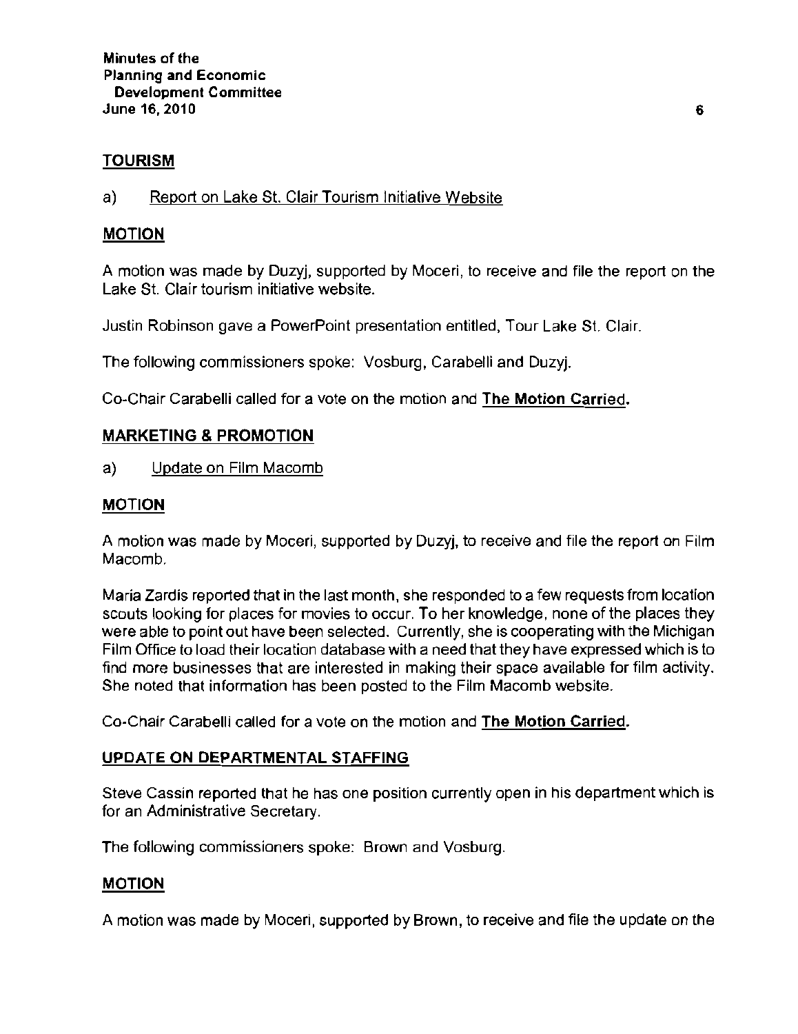## TOURISM

a) Report on Lake St. Clair Tourism Initiative Website

### MOTION

A motion was made by Duzyj, supported by Moceri, to receive and file the report on the Lake St. Clair tourism initiative website.

Justin Robinson gave a PowerPoint presentation entitled, Tour Lake St. Clair.

The following commissioners spoke: Vosburg, Carabelli and Duzyj.

Co-Chair Carabelli called for a vote on the motion and **The Motion Carried.**

## MARKETING & PROMOTION

a) Update on Film Macomb

### MOTION

A motion was made by Moceri, supported by Duzyj, to receive and file the report on Film Macomb.

Maria Zardis reported that in the last month, she responded to a few requests from location scouts looking for places for movies to occur. To her knowledge, none of the places they were able to point out have been selected. Currently, she is cooperating with the Michigan Film Office to load their location database with a need that they have expressed which is to find more businesses that are interested in making their space available for film activity. She noted that information has been posted to the Film Macomb website.

Co-Chair Carabelli called for a vote on the motion and **The Motion Carried.**

## UPDATE ON DEPARTMENTAL STAFFING

Steve Cassin reported that he has one position currently open in his department which is for an Administrative Secretary.

The following commissioners spoke: Brown and Vosburg.

### MOTION

A motion was made by Moceri, supported by Brown, to receive and file the update on the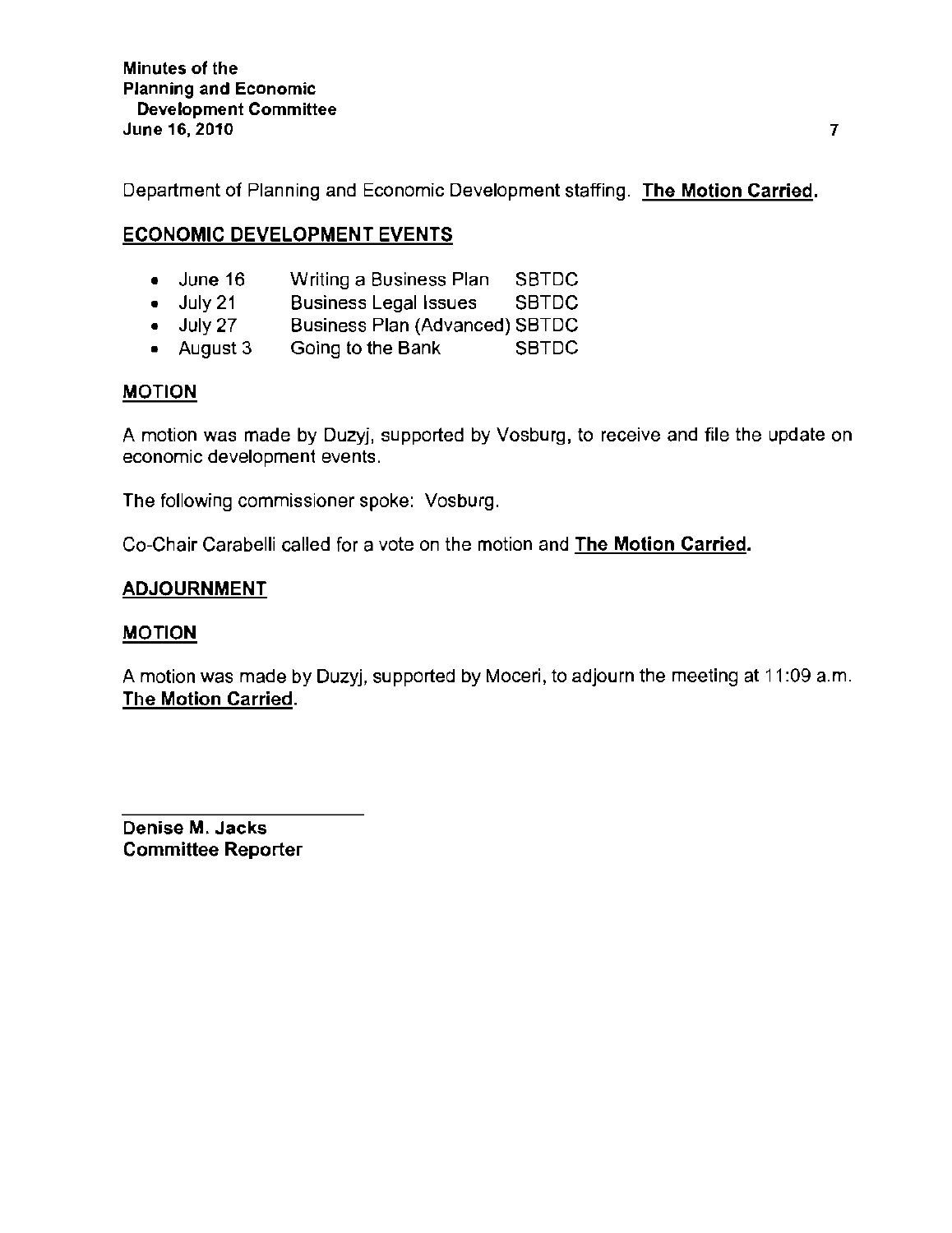Department of Planning and Economic Development staffing. **The Motion Carried.**

## ECONOMIC DEVELOPMENT EVENTS

- June 16 Writing a Business Plan SBTDC
- July 21 Business Legal Issues SBTDC
- July 27 Business Plan (Advanced) SBTDC
- August 3 Going to the Bank SBTDC

### MOTION

A motion was made by Duzyj, supported by Vosburg, to receive and file the update on economic development events.

The following commissioner spoke: Vosburg.

Co-Chair Carabelli called for a vote on the motion and **The Motion Carried.**

## ADJOURNMENT

### MOTION

A motion was made by Duzyj, supported by Moceri, to adjourn the meeting at 11:09 a.m. **The Motion Carried.**

\_\_\_\_\_\_\_\_\_\_\_\_\_\_\_\_\_\_\_\_\_\_\_\_

**Denise M. Jacks**
**Committee Reporter**